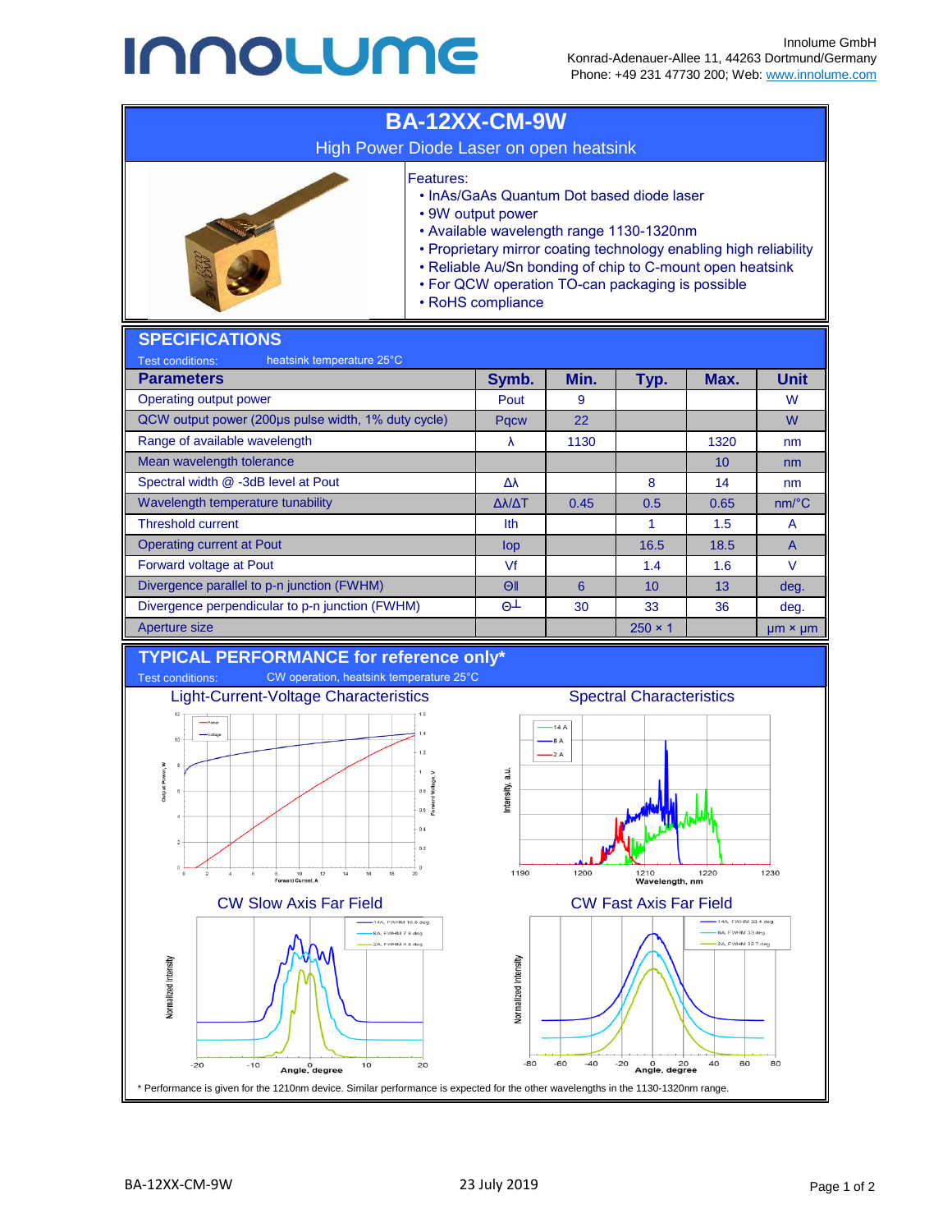Innolume GmbH
Konrad-Adenauer-Allee 11, 44263 Dortmund/Germany
Phone: +49 231 47730 200; Web: www.innolume.com

# BA-12XX-CM-9W

High Power Diode Laser on open heatsink

Features:

- InAs/GaAs Quantum Dot based diode laser
- 9W output power
- Available wavelength 1130-1320nm
- Proprietary mirror coating technology enabling high reliability
- Reliable Au/Sn bonding of chip to C-mount open heatsink
- For QCW operation TO-can packaging is possible
- RoHS compliance

## SPECIFICATIONS

Test conditions: heatsink temperature 25°C

| Parameters | Symb. | Min. | Typ. | Max. | Unit |
|---|---|---|---|---|---|
| Operating output power | Pout | 9 | | | W |
| QCW output power (200µs pulse width, 1% duty cycle) | Pqcw | 22 | | | W |
| Range of available wavelength | λ | 1130 | | 1320 | nm |
| Mean wavelength tolerance | | | | 10 | nm |
| Spectral width @ -3dB level at Pout | Δλ | | 8 | 14 | nm |
| Wavelength temperature tunability | Δλ/ΔT | 0.45 | 0.5 | 0.65 | nm/°C |
| Threshold current | Ith | | 1 | 1.5 | A |
| Operating current at Pout | Iop | | 16.5 | 18.5 | A |
| Forward voltage at Pout | Vf | | 1.4 | 1.6 | V |
| Divergence parallel to p-n junction (FWHM) | Θ∥ | 6 | 10 | 13 | deg. |
| Divergence perpendicular to p-n junction (FWHM) | Θ⊥ | 30 | 33 | 36 | deg. |
| Aperture size | | | 250 × 1 | | µm × µm |

## TYPICAL PERFORMANCE for reference only*

Test conditions: CW operation, heatsink temperature 25°C

Light-Current-Voltage Characteristics

Spectral Characteristics

CW Slow Axis Far Field

CW Fast Axis Far Field

\* Performance is given for the 1210nm device. Similar performance is expected for the other wavelengths in the 1130-1320nm range.

BA-12XX-CM-9W 23 July 2019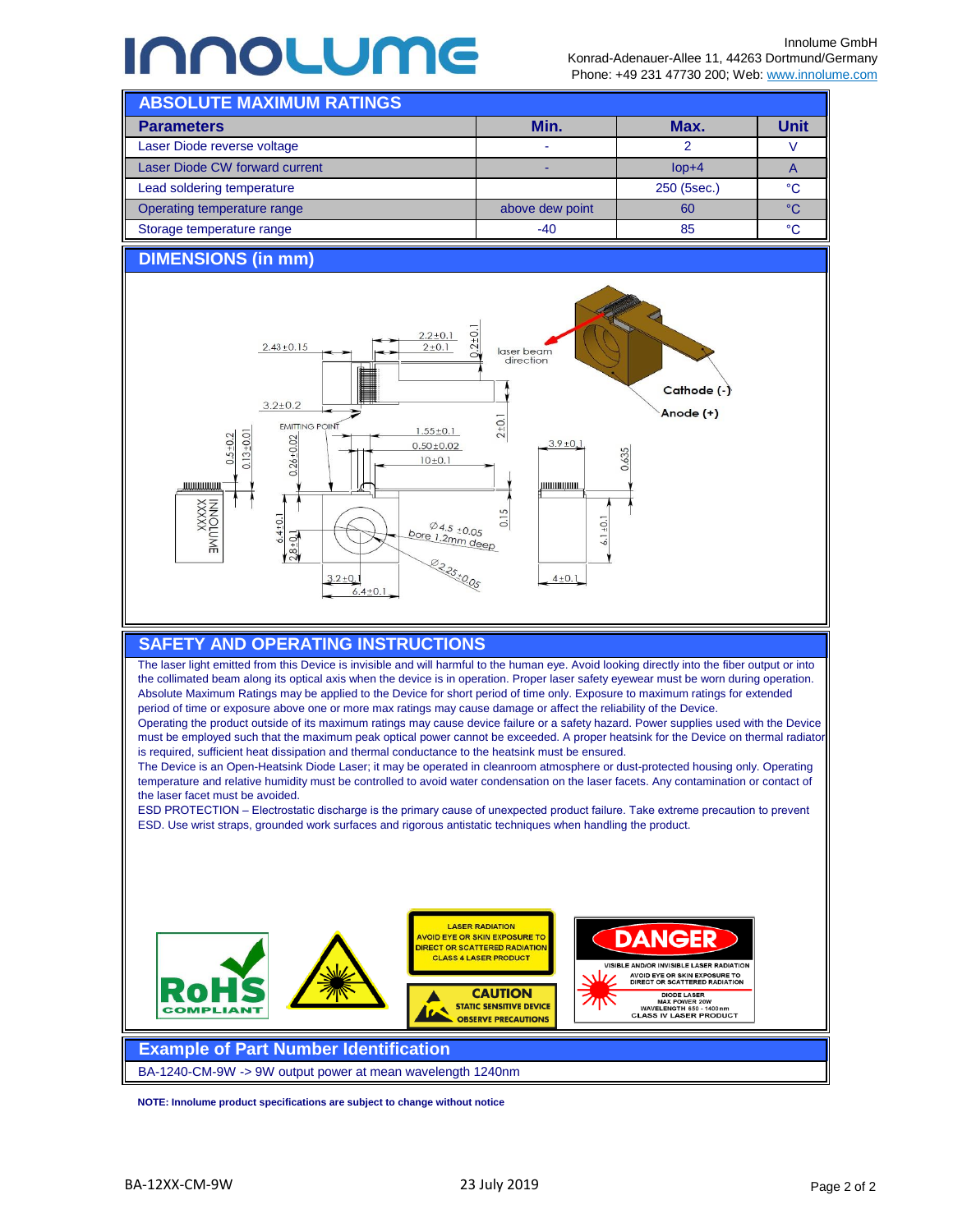Innolume GmbH
Konrad-Adenauer-Allee 11, 44263 Dortmund/Germany
Phone: +49 231 47730 200; Web: www.innolume.com

## ABSOLUTE MAXIMUM RATINGS

| Parameters | Min. | Max. | Unit |
|---|---|---|---|
| Laser Diode reverse voltage | - | 2 | V |
| Laser Diode CW forward current | - | Iop+4 | A |
| Lead soldering temperature | | 250 (5sec.) | °C |
| Operating temperature range | above dew point | 60 | °C |
| Storage temperature range | -40 | 85 | °C |

## DIMENSIONS (in mm)

2.43±0.15
2.2±0.1
2±0.1
0.2±0.1
laser beam direction
3.2±0.2
EMITTING POINT
1.55±0.1
0.50±0.02
10±0.1
2±0.1
3.9±0.1
0.635
0.5±0.2
0.13±0.01
0.26±0.02
6.4±0.1
2.8±0.1
0.15
6.1±0.1
Ø4.5 ±0.05 bore 1.2mm deep
Ø2.25±0.05
3.2±0.1
6.4±0.1
4±0.1
INNOLUME XXXXX
Cathode (-)
Anode (+)

## SAFETY AND OPERATING INSTRUCTIONS

The laser light emitted from this Device is invisible and will harmful to the human eye. Avoid looking directly into the fiber output or into the collimated beam along its optical axis when the device is in operation. Proper laser safety eyewear must be worn during operation. Absolute Maximum Ratings may be applied to the Device for short period of time only. Exposure to maximum ratings for extended period of time or exposure above one or more max ratings may cause damage or affect the reliability of the Device.

Operating the product outside of its maximum ratings may cause device failure or a safety hazard. Power supplies used with the Device must be employed such that the maximum peak optical power cannot be exceeded. A proper heatsink for the Device on thermal radiator is required, sufficient heat dissipation and thermal conductance to the heatsink must be ensured.

The Device is an Open-Heatsink Diode Laser; it may be operated in cleanroom atmosphere or dust-protected housing only. Operating temperature and relative humidity must be controlled to avoid water condensation on the laser facets. Any contamination or contact of the laser facet must be avoided.

ESD PROTECTION – Electrostatic discharge is the primary cause of unexpected product failure. Take extreme precaution to prevent ESD. Use wrist straps, grounded work surfaces and rigorous antistatic techniques when handling the product.

RoHS COMPLIANT

LASER RADIATION
AVOID EYE OR SKIN EXPOSURE TO DIRECT OR SCATTERED RADIATION
CLASS 4 LASER PRODUCT

CAUTION
STATIC SENSITIVE DEVICE
OBSERVE PRECAUTIONS

DANGER
VISIBLE AND/OR INVISIBLE LASER RADIATION
AVOID EYE OR SKIN EXPOSURE TO DIRECT OR SCATTERED RADIATION
DIODE LASER
MAX POWER 20W
WAVELENGTH 650 - 1400nm
CLASS IV LASER PRODUCT

## Example of Part Number Identification

BA-1240-CM-9W -> 9W output power at mean wavelength 1240nm

**NOTE: Innolume product specifications are subject to change without notice**

BA-12XX-CM-9W 23 July 2019